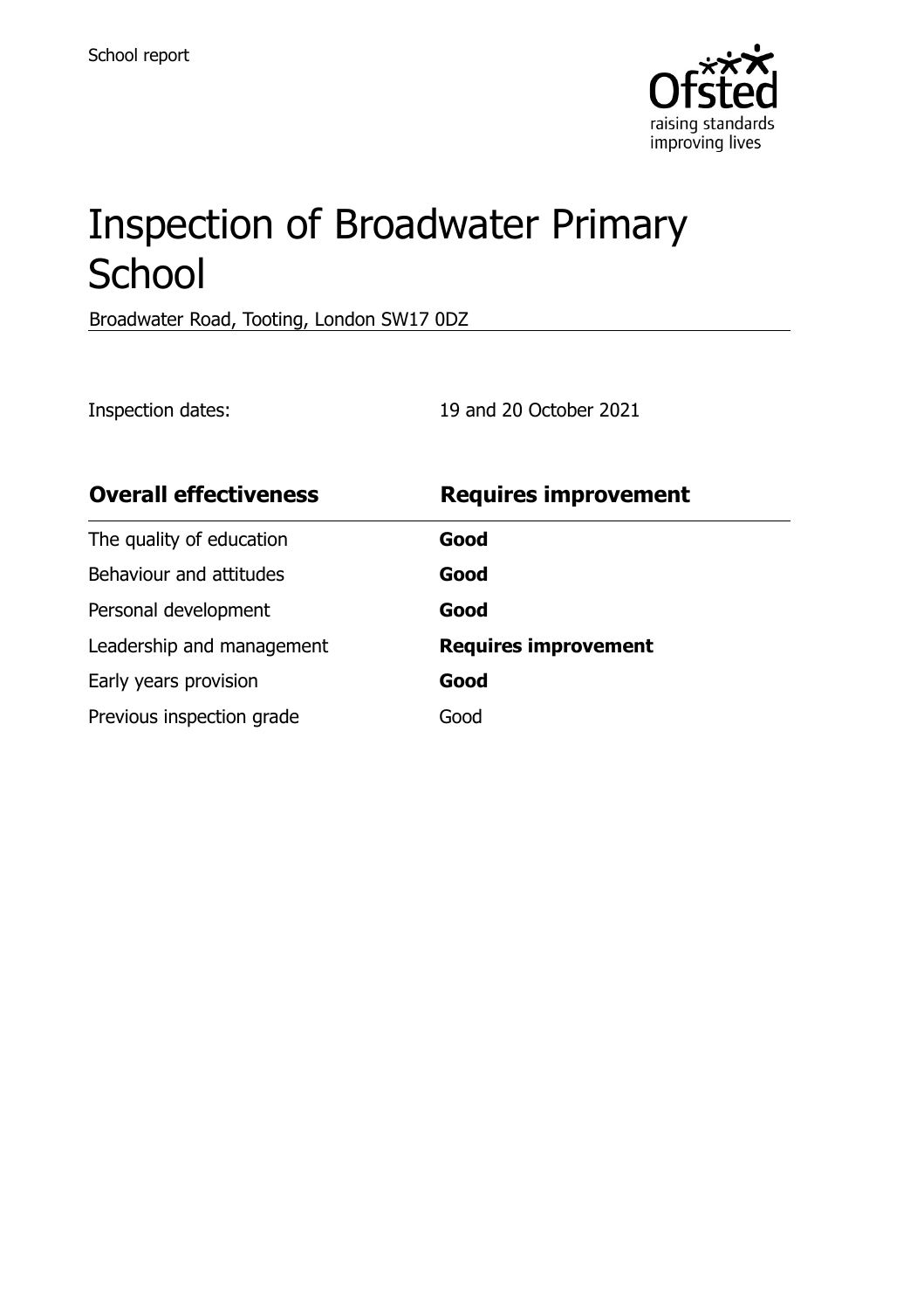School report

# Inspection of Broadwater Primary School

Broadwater Road, Tooting, London SW17 0DZ

Inspection dates: 19 and 20 October 2021

| Overall effectiveness | Requires improvement |
|---|---|
| The quality of education | **Good** |
| Behaviour and attitudes | **Good** |
| Personal development | **Good** |
| Leadership and management | **Requires improvement** |
| Early years provision | **Good** |
| Previous inspection grade | Good |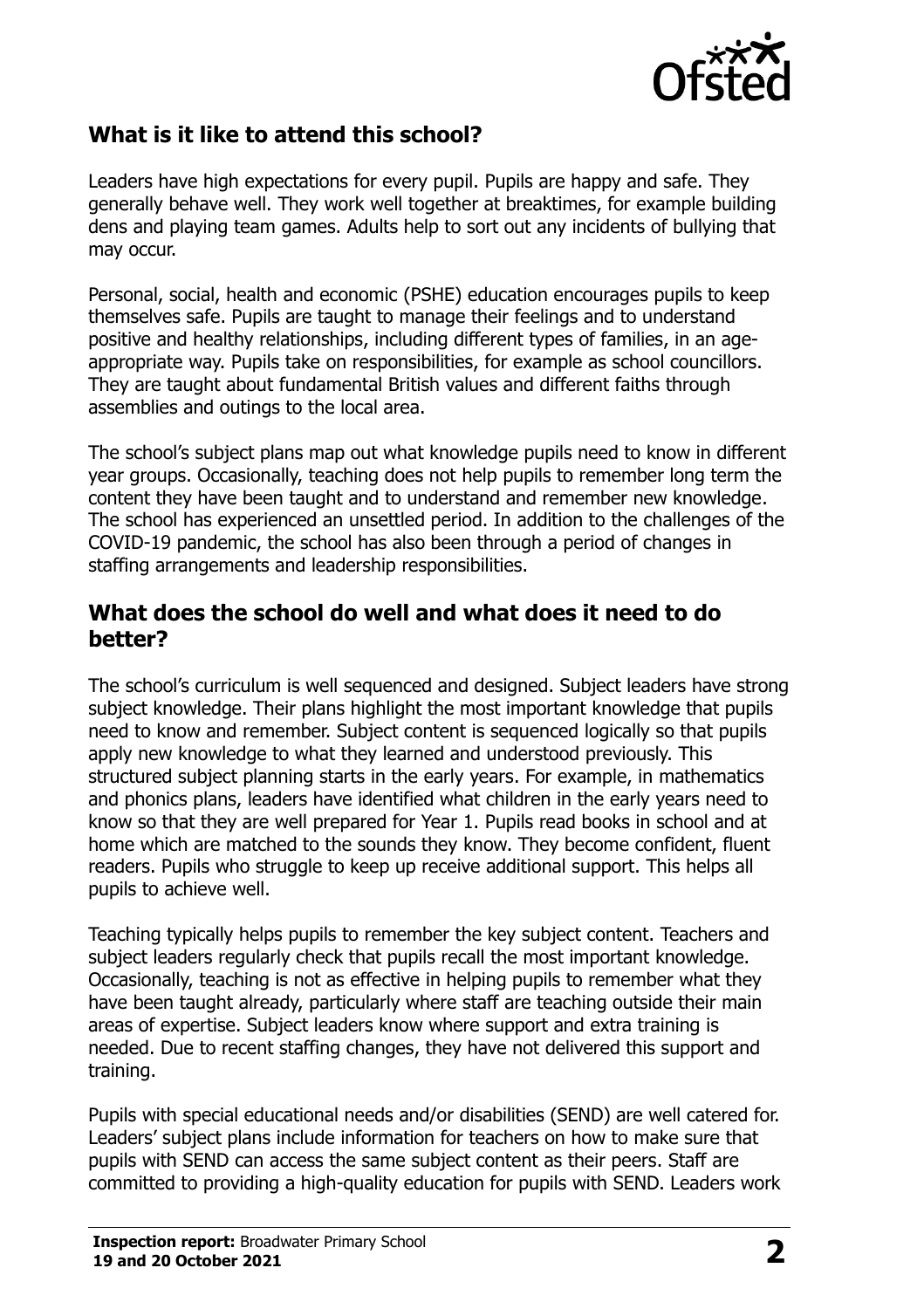## What is it like to attend this school?

Leaders have high expectations for every pupil. Pupils are happy and safe. They generally behave well. They work well together at breaktimes, for example building dens and playing team games. Adults help to sort out any incidents of bullying that may occur.

Personal, social, health and economic (PSHE) education encourages pupils to keep themselves safe. Pupils are taught to manage their feelings and to understand positive and healthy relationships, including different types of families, in an age-appropriate way. Pupils take on responsibilities, for example as school councillors. They are taught about fundamental British values and different faiths through assemblies and outings to the local area.

The school's subject plans map out what knowledge pupils need to know in different year groups. Occasionally, teaching does not help pupils to remember long term the content they have been taught and to understand and remember new knowledge. The school has experienced an unsettled period. In addition to the challenges of the COVID-19 pandemic, the school has also been through a period of changes in staffing arrangements and leadership responsibilities.

## What does the school do well and what does it need to do better?

The school's curriculum is well sequenced and designed. Subject leaders have strong subject knowledge. Their plans highlight the most important knowledge that pupils need to know and remember. Subject content is sequenced logically so that pupils apply new knowledge to what they learned and understood previously. This structured subject planning starts in the early years. For example, in mathematics and phonics plans, leaders have identified what children in the early years need to know so that they are well prepared for Year 1. Pupils read books in school and at home which are matched to the sounds they know. They become confident, fluent readers. Pupils who struggle to keep up receive additional support. This helps all pupils to achieve well.

Teaching typically helps pupils to remember the key subject content. Teachers and subject leaders regularly check that pupils recall the most important knowledge. Occasionally, teaching is not as effective in helping pupils to remember what they have been taught already, particularly where staff are teaching outside their main areas of expertise. Subject leaders know where support and extra training is needed. Due to recent staffing changes, they have not delivered this support and training.

Pupils with special educational needs and/or disabilities (SEND) are well catered for. Leaders' subject plans include information for teachers on how to make sure that pupils with SEND can access the same subject content as their peers. Staff are committed to providing a high-quality education for pupils with SEND. Leaders work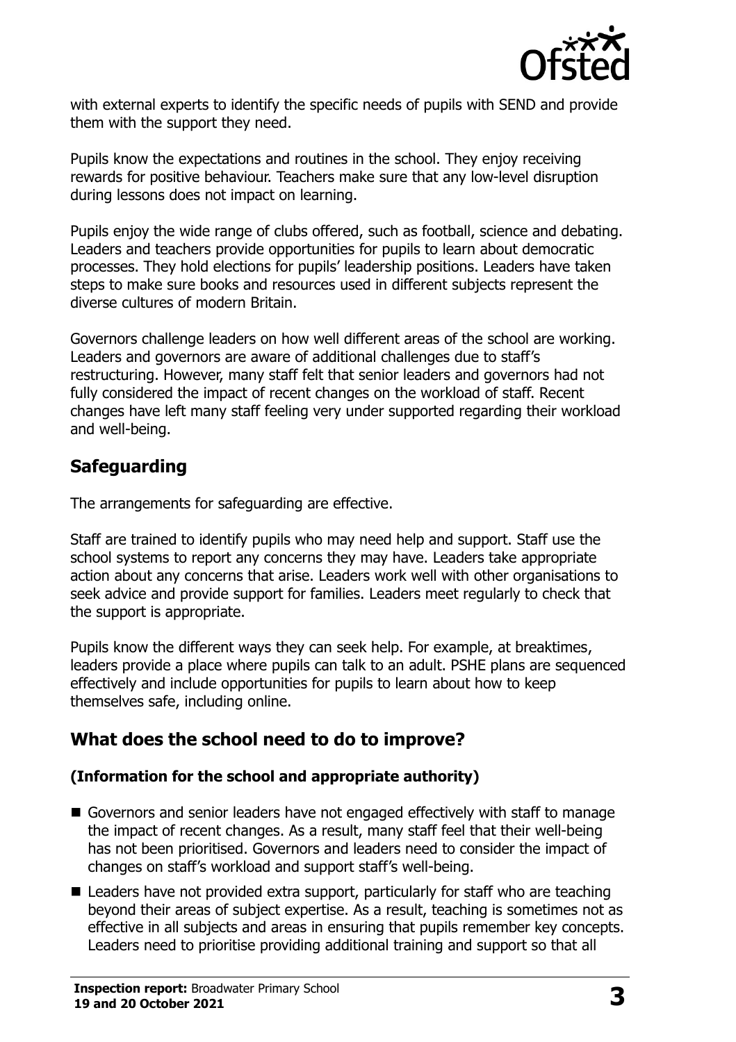with external experts to identify the specific needs of pupils with SEND and provide them with the support they need.

Pupils know the expectations and routines in the school. They enjoy receiving rewards for positive behaviour. Teachers make sure that any low-level disruption during lessons does not impact on learning.

Pupils enjoy the wide range of clubs offered, such as football, science and debating. Leaders and teachers provide opportunities for pupils to learn about democratic processes. They hold elections for pupils' leadership positions. Leaders have taken steps to make sure books and resources used in different subjects represent the diverse cultures of modern Britain.

Governors challenge leaders on how well different areas of the school are working. Leaders and governors are aware of additional challenges due to staff's restructuring. However, many staff felt that senior leaders and governors had not fully considered the impact of recent changes on the workload of staff. Recent changes have left many staff feeling very under supported regarding their workload and well-being.

## Safeguarding

The arrangements for safeguarding are effective.

Staff are trained to identify pupils who may need help and support. Staff use the school systems to report any concerns they may have. Leaders take appropriate action about any concerns that arise. Leaders work well with other organisations to seek advice and provide support for families. Leaders meet regularly to check that the support is appropriate.

Pupils know the different ways they can seek help. For example, at breaktimes, leaders provide a place where pupils can talk to an adult. PSHE plans are sequenced effectively and include opportunities for pupils to learn about how to keep themselves safe, including online.

## What does the school need to do to improve?

### (Information for the school and appropriate authority)

- Governors and senior leaders have not engaged effectively with staff to manage the impact of recent changes. As a result, many staff feel that their well-being has not been prioritised. Governors and leaders need to consider the impact of changes on staff's workload and support staff's well-being.
- Leaders have not provided extra support, particularly for staff who are teaching beyond their areas of subject expertise. As a result, teaching is sometimes not as effective in all subjects and areas in ensuring that pupils remember key concepts. Leaders need to prioritise providing additional training and support so that all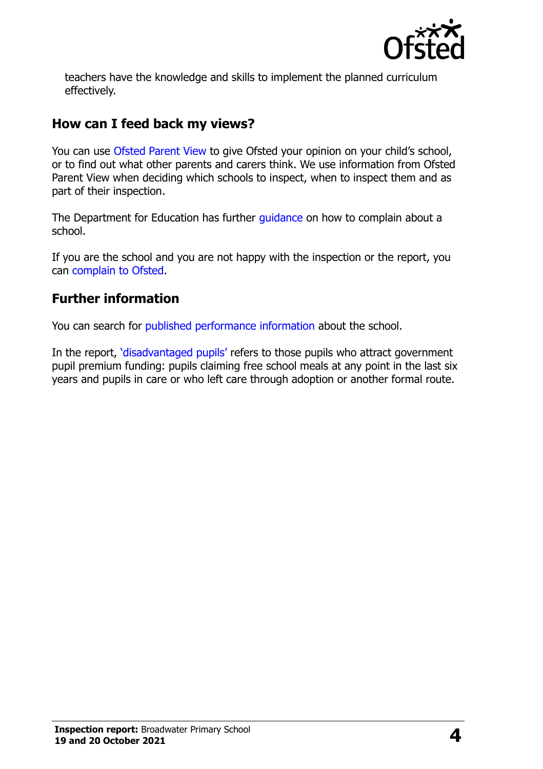teachers have the knowledge and skills to implement the planned curriculum effectively.

## How can I feed back my views?

You can use Ofsted Parent View to give Ofsted your opinion on your child's school, or to find out what other parents and carers think. We use information from Ofsted Parent View when deciding which schools to inspect, when to inspect them and as part of their inspection.

The Department for Education has further guidance on how to complain about a school.

If you are the school and you are not happy with the inspection or the report, you can complain to Ofsted.

## Further information

You can search for published performance information about the school.

In the report, 'disadvantaged pupils' refers to those pupils who attract government pupil premium funding: pupils claiming free school meals at any point in the last six years and pupils in care or who left care through adoption or another formal route.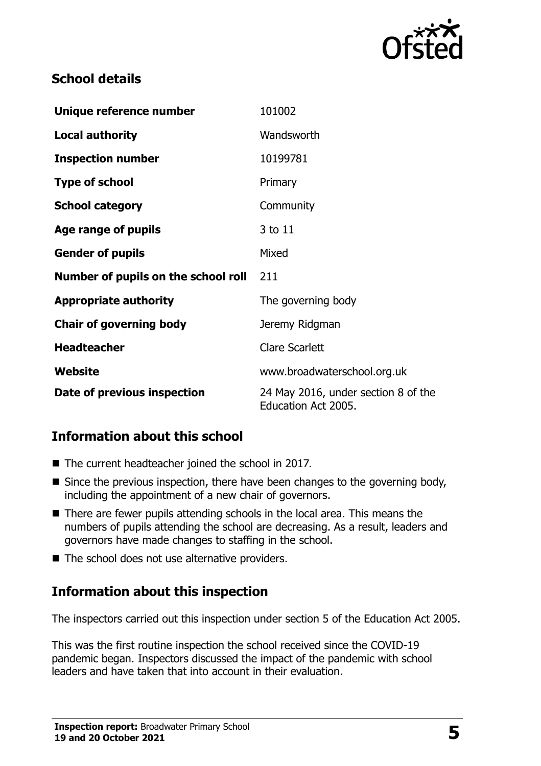## School details

| | |
|---|---|
| **Unique reference number** | 101002 |
| **Local authority** | Wandsworth |
| **Inspection number** | 10199781 |
| **Type of school** | Primary |
| **School category** | Community |
| **Age range of pupils** | 3 to 11 |
| **Gender of pupils** | Mixed |
| **Number of pupils on the school roll** | 211 |
| **Appropriate authority** | The governing body |
| **Chair of governing body** | Jeremy Ridgman |
| **Headteacher** | Clare Scarlett |
| **Website** | www.broadwaterschool.org.uk |
| **Date of previous inspection** | 24 May 2016, under section 8 of the Education Act 2005. |

## Information about this school

- The current headteacher joined the school in 2017.
- Since the previous inspection, there have been changes to the governing body, including the appointment of a new chair of governors.
- There are fewer pupils attending schools in the local area. This means the numbers of pupils attending the school are decreasing. As a result, leaders and governors have made changes to staffing in the school.
- The school does not use alternative providers.

## Information about this inspection

The inspectors carried out this inspection under section 5 of the Education Act 2005.

This was the first routine inspection the school received since the COVID-19 pandemic began. Inspectors discussed the impact of the pandemic with school leaders and have taken that into account in their evaluation.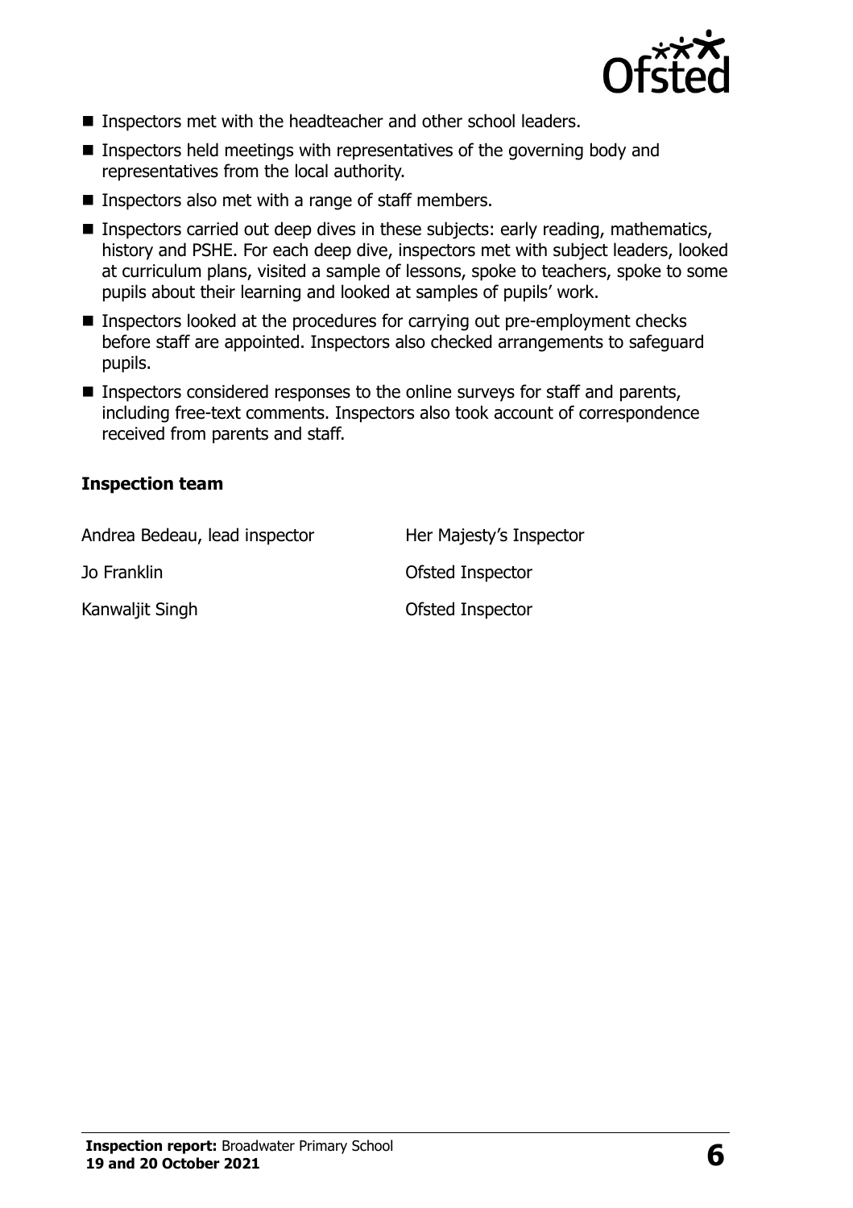- Inspectors met with the headteacher and other school leaders.
- Inspectors held meetings with representatives of the governing body and representatives from the local authority.
- Inspectors also met with a range of staff members.
- Inspectors carried out deep dives in these subjects: early reading, mathematics, history and PSHE. For each deep dive, inspectors met with subject leaders, looked at curriculum plans, visited a sample of lessons, spoke to teachers, spoke to some pupils about their learning and looked at samples of pupils' work.
- Inspectors looked at the procedures for carrying out pre-employment checks before staff are appointed. Inspectors also checked arrangements to safeguard pupils.
- Inspectors considered responses to the online surveys for staff and parents, including free-text comments. Inspectors also took account of correspondence received from parents and staff.

### Inspection team

| | |
|---|---|
| Andrea Bedeau, lead inspector | Her Majesty's Inspector |
| Jo Franklin | Ofsted Inspector |
| Kanwaljit Singh | Ofsted Inspector |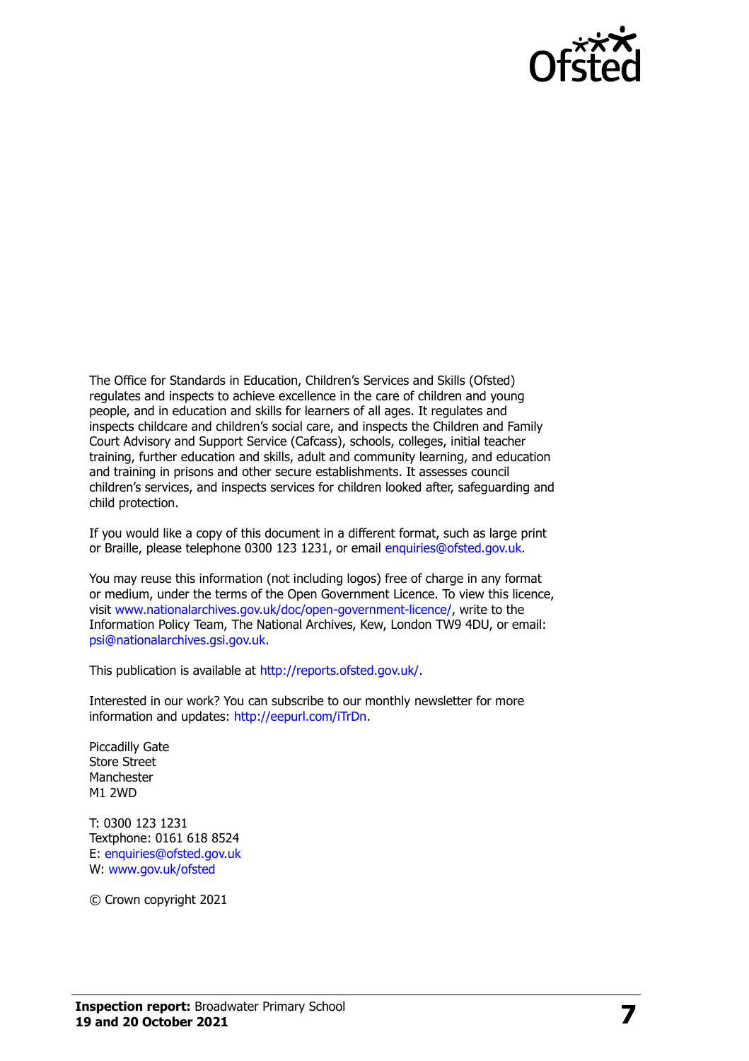The Office for Standards in Education, Children's Services and Skills (Ofsted) regulates and inspects to achieve excellence in the care of children and young people, and in education and skills for learners of all ages. It regulates and inspects childcare and children's social care, and inspects the Children and Family Court Advisory and Support Service (Cafcass), schools, colleges, initial teacher training, further education and skills, adult and community learning, and education and training in prisons and other secure establishments. It assesses council children's services, and inspects services for children looked after, safeguarding and child protection.

If you would like a copy of this document in a different format, such as large print or Braille, please telephone 0300 123 1231, or email enquiries@ofsted.gov.uk.

You may reuse this information (not including logos) free of charge in any format or medium, under the terms of the Open Government Licence. To view this licence, visit www.nationalarchives.gov.uk/doc/open-government-licence/, write to the Information Policy Team, The National Archives, Kew, London TW9 4DU, or email: psi@nationalarchives.gsi.gov.uk.

This publication is available at http://reports.ofsted.gov.uk/.

Interested in our work? You can subscribe to our monthly newsletter for more information and updates: http://eepurl.com/iTrDn.

Piccadilly Gate
Store Street
Manchester
M1 2WD

T: 0300 123 1231
Textphone: 0161 618 8524
E: enquiries@ofsted.gov.uk
W: www.gov.uk/ofsted

© Crown copyright 2021